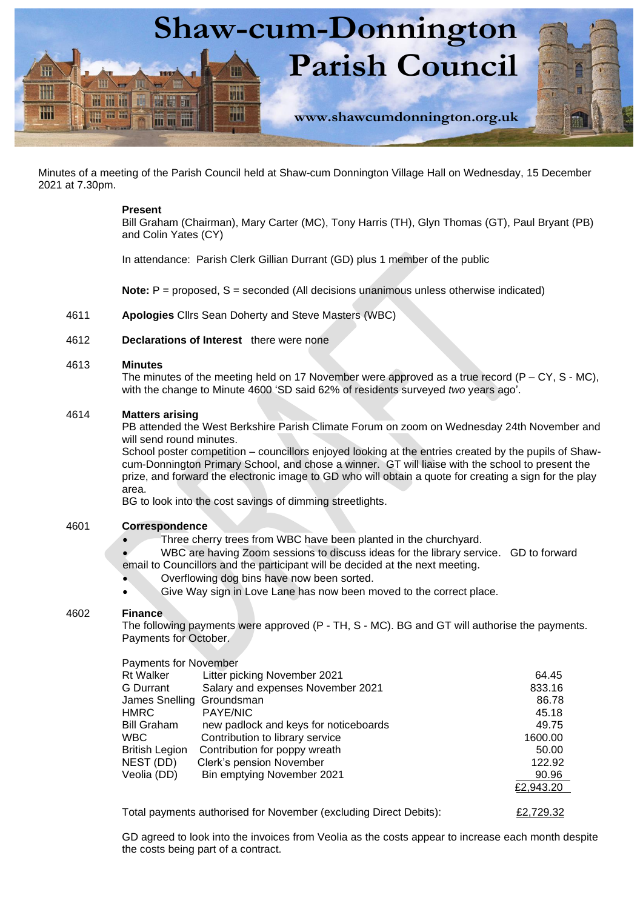# Shaw-cum-Donnington Parish Council

www.shawcumdonnington.org.uk

Minutes of a meeting of the Parish Council held at Shaw-cum Donnington Village Hall on Wednesday, 15 December 2021 at 7.30pm.

**Present**
Bill Graham (Chairman), Mary Carter (MC), Tony Harris (TH), Glyn Thomas (GT), Paul Bryant (PB) and Colin Yates (CY)

In attendance: Parish Clerk Gillian Durrant (GD) plus 1 member of the public

**Note:** P = proposed, S = seconded (All decisions unanimous unless otherwise indicated)

4611 **Apologies** Cllrs Sean Doherty and Steve Masters (WBC)

4612 **Declarations of Interest** there were none

4613 **Minutes**
The minutes of the meeting held on 17 November were approved as a true record (P – CY, S - MC), with the change to Minute 4600 'SD said 62% of residents surveyed *two* years ago'.

4614 **Matters arising**
PB attended the West Berkshire Parish Climate Forum on zoom on Wednesday 24th November and will send round minutes.
School poster competition – councillors enjoyed looking at the entries created by the pupils of Shaw-cum-Donnington Primary School, and chose a winner. GT will liaise with the school to present the prize, and forward the electronic image to GD who will obtain a quote for creating a sign for the play area.
BG to look into the cost savings of dimming streetlights.

4601 **Correspondence**

- Three cherry trees from WBC have been planted in the churchyard.
- WBC are having Zoom sessions to discuss ideas for the library service. GD to forward email to Councillors and the participant will be decided at the next meeting.
- Overflowing dog bins have now been sorted.
- Give Way sign in Love Lane has now been moved to the correct place.

4602 **Finance**
The following payments were approved (P - TH, S - MC). BG and GT will authorise the payments. Payments for October.

Payments for November

| | | |
|---|---|---|
| Rt Walker | Litter picking November 2021 | 64.45 |
| G Durrant | Salary and expenses November 2021 | 833.16 |
| James Snelling | Groundsman | 86.78 |
| HMRC | PAYE/NIC | 45.18 |
| Bill Graham | new padlock and keys for noticeboards | 49.75 |
| WBC | Contribution to library service | 1600.00 |
| British Legion | Contribution for poppy wreath | 50.00 |
| NEST (DD) | Clerk's pension November | 122.92 |
| Veolia (DD) | Bin emptying November 2021 | 90.96 |
| | | £2,943.20 |

Total payments authorised for November (excluding Direct Debits): £2,729.32

GD agreed to look into the invoices from Veolia as the costs appear to increase each month despite the costs being part of a contract.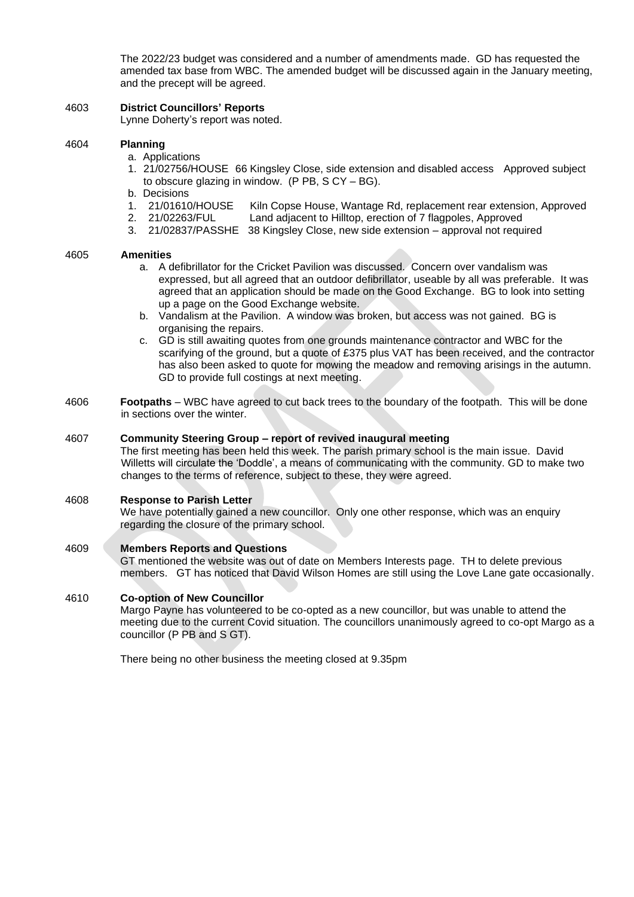The 2022/23 budget was considered and a number of amendments made. GD has requested the amended tax base from WBC. The amended budget will be discussed again in the January meeting, and the precept will be agreed.

4603 **District Councillors' Reports**

Lynne Doherty's report was noted.

4604 **Planning**

a. Applications

1. 21/02756/HOUSE 66 Kingsley Close, side extension and disabled access Approved subject to obscure glazing in window. (P PB, S CY – BG).

b. Decisions

1. 21/01610/HOUSE Kiln Copse House, Wantage Rd, replacement rear extension, Approved
2. 21/02263/FUL Land adjacent to Hilltop, erection of 7 flagpoles, Approved
3. 21/02837/PASSHE 38 Kingsley Close, new side extension – approval not required

4605 **Amenities**

a. A defibrillator for the Cricket Pavilion was discussed. Concern over vandalism was expressed, but all agreed that an outdoor defibrillator, useable by all was preferable. It was agreed that an application should be made on the Good Exchange. BG to look into setting up a page on the Good Exchange website.
b. Vandalism at the Pavilion. A window was broken, but access was not gained. BG is organising the repairs.
c. GD is still awaiting quotes from one grounds maintenance contractor and WBC for the scarifying of the ground, but a quote of £375 plus VAT has been received, and the contractor has also been asked to quote for mowing the meadow and removing arisings in the autumn. GD to provide full costings at next meeting.

4606 **Footpaths** – WBC have agreed to cut back trees to the boundary of the footpath. This will be done in sections over the winter.

4607 **Community Steering Group – report of revived inaugural meeting**

The first meeting has been held this week. The parish primary school is the main issue. David Willetts will circulate the 'Doddle', a means of communicating with the community. GD to make two changes to the terms of reference, subject to these, they were agreed.

4608 **Response to Parish Letter**

We have potentially gained a new councillor. Only one other response, which was an enquiry regarding the closure of the primary school.

4609 **Members Reports and Questions**

GT mentioned the website was out of date on Members Interests page. TH to delete previous members. GT has noticed that David Wilson Homes are still using the Love Lane gate occasionally.

4610 **Co-option of New Councillor**

Margo Payne has volunteered to be co-opted as a new councillor, but was unable to attend the meeting due to the current Covid situation. The councillors unanimously agreed to co-opt Margo as a councillor (P PB and S GT).

There being no other business the meeting closed at 9.35pm